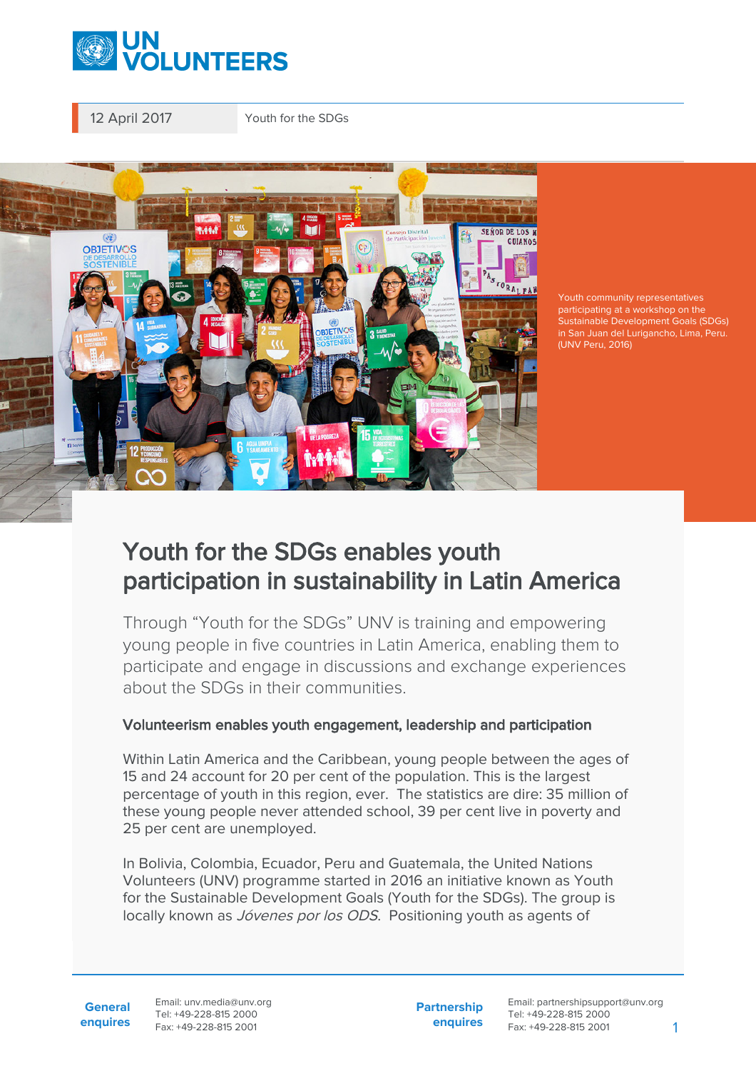12 April 2017 | Youth for the SDGs

Youth community representatives participating at a workshop on the Sustainable Development Goals (SDGs) in San Juan del Lurigancho, Lima, Peru. (UNV Peru, 2016)

# Youth for the SDGs enables youth participation in sustainability in Latin America

Through “Youth for the SDGs” UNV is training and empowering young people in five countries in Latin America, enabling them to participate and engage in discussions and exchange experiences about the SDGs in their communities.

## Volunteerism enables youth engagement, leadership and participation

Within Latin America and the Caribbean, young people between the ages of 15 and 24 account for 20 per cent of the population. This is the largest percentage of youth in this region, ever. The statistics are dire: 35 million of these young people never attended school, 39 per cent live in poverty and 25 per cent are unemployed.

In Bolivia, Colombia, Ecuador, Peru and Guatemala, the United Nations Volunteers (UNV) programme started in 2016 an initiative known as Youth for the Sustainable Development Goals (Youth for the SDGs). The group is locally known as *Jóvenes por los ODS*. Positioning youth as agents of

**General enquires** Email: unv.media@unv.org Tel: +49-228-815 2000 Fax: +49-228-815 2001

**Partnership enquires** Email: partnershipsupport@unv.org Tel: +49-228-815 2000 Fax: +49-228-815 2001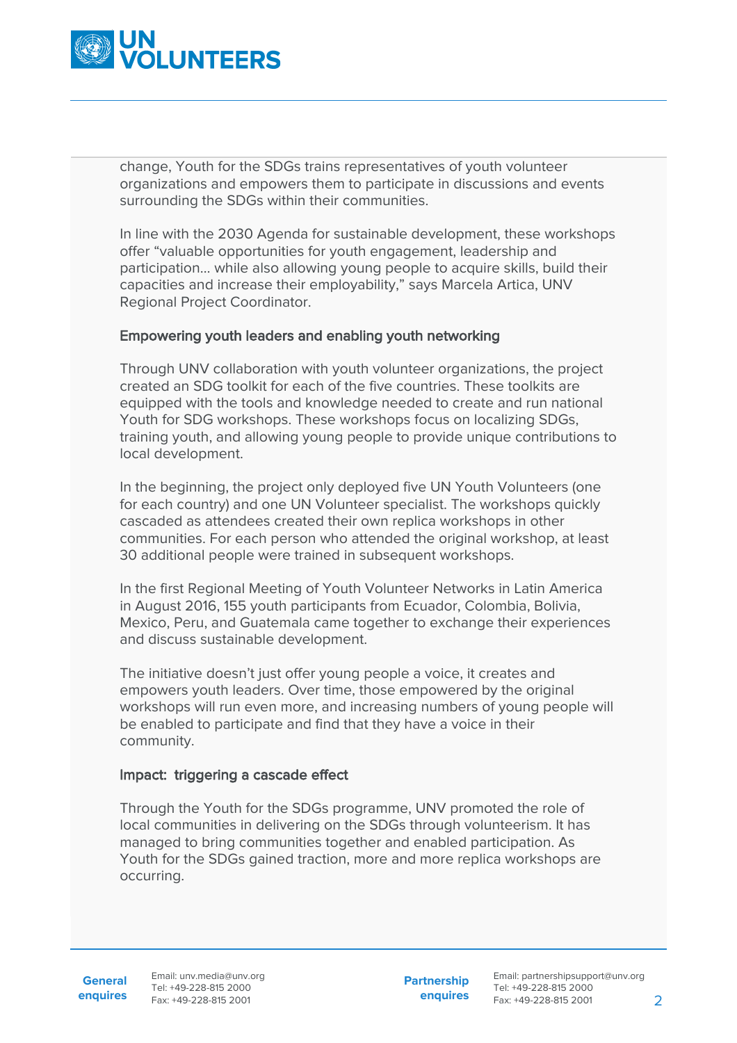change, Youth for the SDGs trains representatives of youth volunteer organizations and empowers them to participate in discussions and events surrounding the SDGs within their communities.

In line with the 2030 Agenda for sustainable development, these workshops offer "valuable opportunities for youth engagement, leadership and participation… while also allowing young people to acquire skills, build their capacities and increase their employability," says Marcela Artica, UNV Regional Project Coordinator.

**Empowering youth leaders and enabling youth networking**

Through UNV collaboration with youth volunteer organizations, the project created an SDG toolkit for each of the five countries. These toolkits are equipped with the tools and knowledge needed to create and run national Youth for SDG workshops. These workshops focus on localizing SDGs, training youth, and allowing young people to provide unique contributions to local development.

In the beginning, the project only deployed five UN Youth Volunteers (one for each country) and one UN Volunteer specialist. The workshops quickly cascaded as attendees created their own replica workshops in other communities. For each person who attended the original workshop, at least 30 additional people were trained in subsequent workshops.

In the first Regional Meeting of Youth Volunteer Networks in Latin America in August 2016, 155 youth participants from Ecuador, Colombia, Bolivia, Mexico, Peru, and Guatemala came together to exchange their experiences and discuss sustainable development.

The initiative doesn't just offer young people a voice, it creates and empowers youth leaders. Over time, those empowered by the original workshops will run even more, and increasing numbers of young people will be enabled to participate and find that they have a voice in their community.

**Impact: triggering a cascade effect**

Through the Youth for the SDGs programme, UNV promoted the role of local communities in delivering on the SDGs through volunteerism. It has managed to bring communities together and enabled participation. As Youth for the SDGs gained traction, more and more replica workshops are occurring.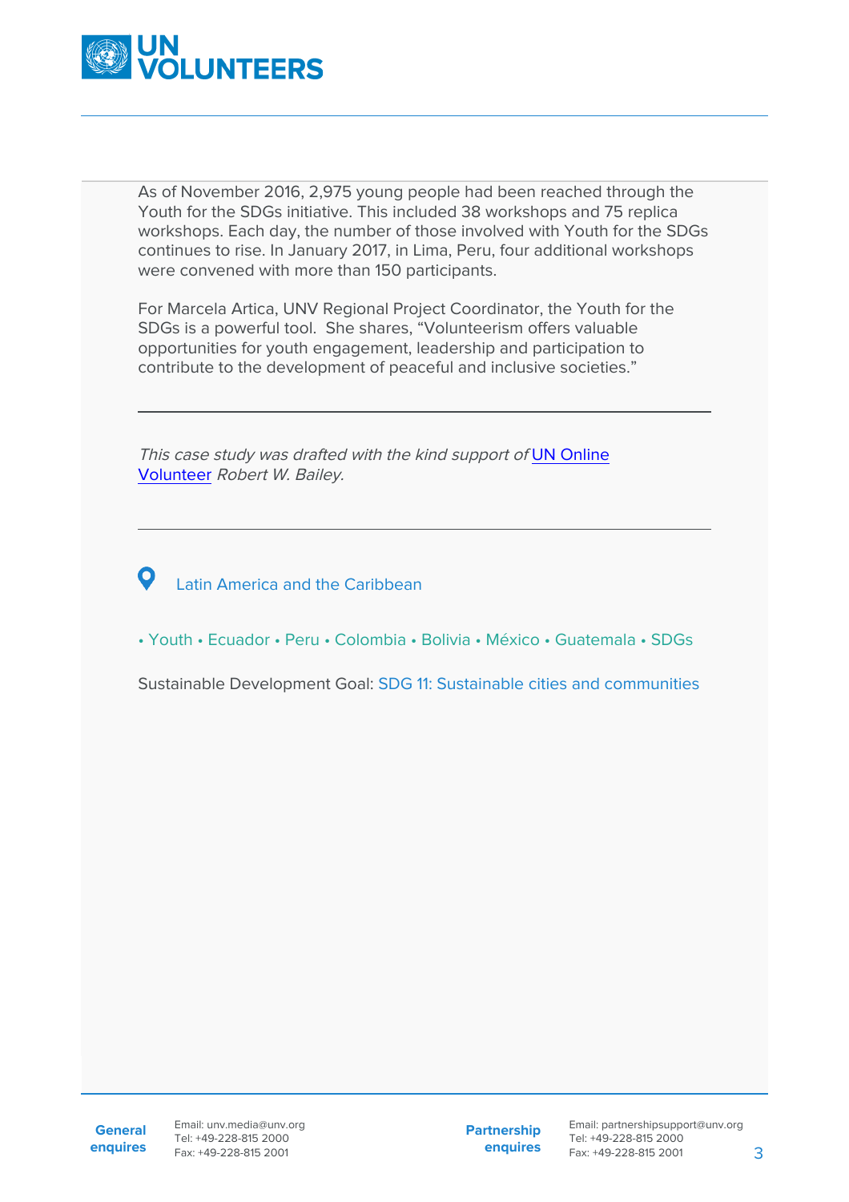As of November 2016, 2,975 young people had been reached through the Youth for the SDGs initiative. This included 38 workshops and 75 replica workshops. Each day, the number of those involved with Youth for the SDGs continues to rise. In January 2017, in Lima, Peru, four additional workshops were convened with more than 150 participants.

For Marcela Artica, UNV Regional Project Coordinator, the Youth for the SDGs is a powerful tool. She shares, "Volunteerism offers valuable opportunities for youth engagement, leadership and participation to contribute to the development of peaceful and inclusive societies."

---

*This case study was drafted with the kind support of* [UN Online Volunteer](#) *Robert W. Bailey.*

---

Latin America and the Caribbean

• Youth • Ecuador • Peru • Colombia • Bolivia • México • Guatemala • SDGs

Sustainable Development Goal: SDG 11: Sustainable cities and communities

**General enquires**
Email: unv.media@unv.org
Tel: +49-228-815 2000
Fax: +49-228-815 2001

**Partnership enquires**
Email: partnershipsupport@unv.org
Tel: +49-228-815 2000
Fax: +49-228-815 2001